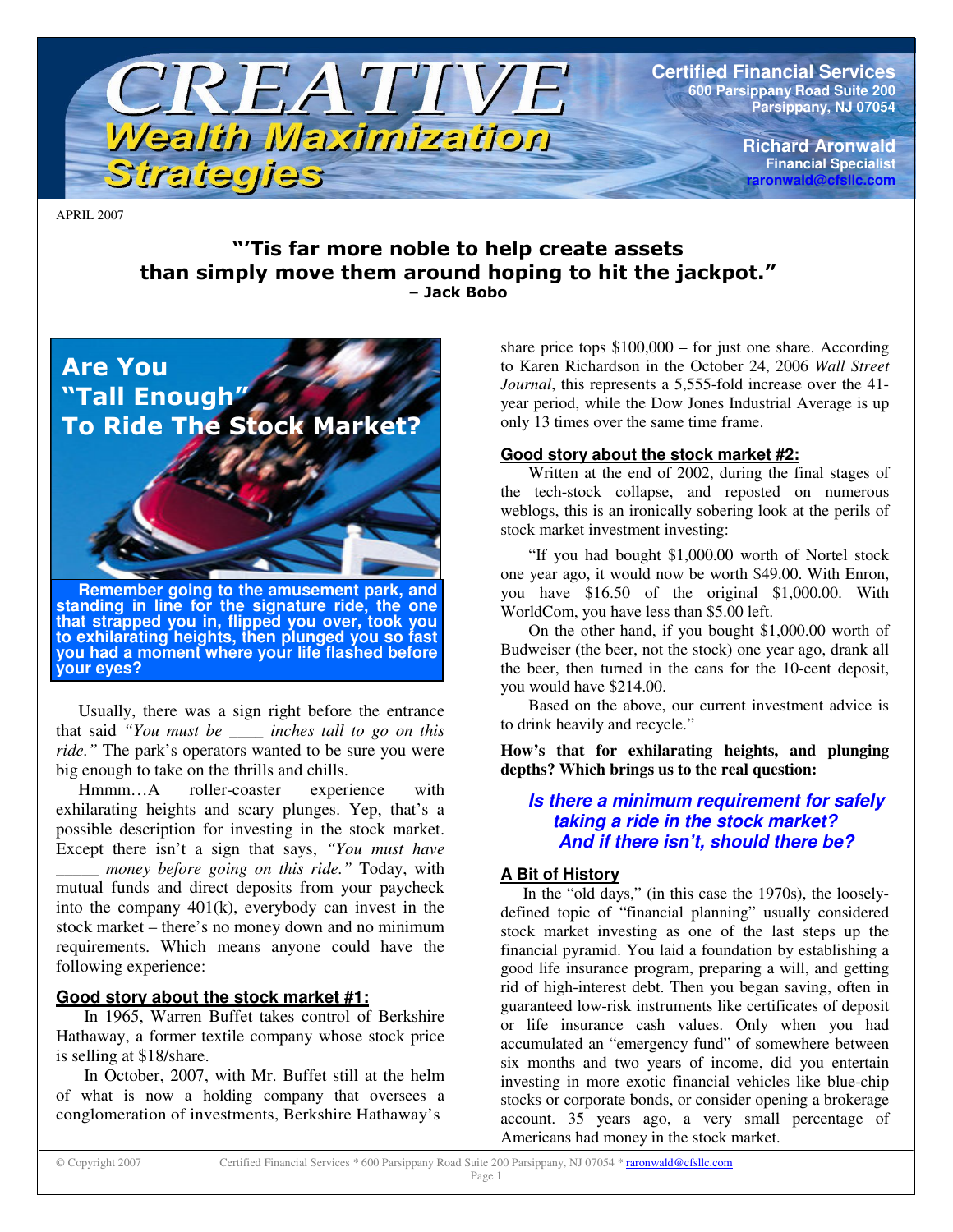# CREATIVE Wealth Maximization Strategies

**Certified Financial Services**
**600 Parsippany Road Suite 200**
**Parsippany, NJ 07054**

**Richard Aronwald**
**Financial Specialist**
**raronwald@cfsllc.com**

APRIL 2007

**"'Tis far more noble to help create assets than simply move them around hoping to hit the jackpot."**
**– Jack Bobo**

## Are You "Tall Enough" To Ride The Stock Market?

**Remember going to the amusement park, and standing in line for the signature ride, the one that strapped you in, flipped you over, took you to exhilarating heights, then plunged you so fast you had a moment where your life flashed before your eyes?**

Usually, there was a sign right before the entrance that said *"You must be \_\_\_\_ inches tall to go on this ride."* The park's operators wanted to be sure you were big enough to take on the thrills and chills.

Hmmm…A roller-coaster experience with exhilarating heights and scary plunges. Yep, that's a possible description for investing in the stock market. Except there isn't a sign that says, *"You must have \_\_\_\_\_ money before going on this ride."* Today, with mutual funds and direct deposits from your paycheck into the company 401(k), everybody can invest in the stock market – there's no money down and no minimum requirements. Which means anyone could have the following experience:

### Good story about the stock market #1:

In 1965, Warren Buffet takes control of Berkshire Hathaway, a former textile company whose stock price is selling at $18/share.

In October, 2007, with Mr. Buffet still at the helm of what is now a holding company that oversees a conglomeration of investments, Berkshire Hathaway's share price tops $100,000 – for just one share. According to Karen Richardson in the October 24, 2006 *Wall Street Journal*, this represents a 5,555-fold increase over the 41-year period, while the Dow Jones Industrial Average is up only 13 times over the same time frame.

### Good story about the stock market #2:

Written at the end of 2002, during the final stages of the tech-stock collapse, and reposted on numerous weblogs, this is an ironically sobering look at the perils of stock market investment investing:

"If you had bought $1,000.00 worth of Nortel stock one year ago, it would now be worth $49.00. With Enron, you have $16.50 of the original $1,000.00. With WorldCom, you have less than $5.00 left.

On the other hand, if you bought $1,000.00 worth of Budweiser (the beer, not the stock) one year ago, drank all the beer, then turned in the cans for the 10-cent deposit, you would have $214.00.

Based on the above, our current investment advice is to drink heavily and recycle."

**How's that for exhilarating heights, and plunging depths? Which brings us to the real question:**

***Is there a minimum requirement for safely taking a ride in the stock market? And if there isn't, should there be?***

### A Bit of History

In the "old days," (in this case the 1970s), the loosely-defined topic of "financial planning" usually considered stock market investing as one of the last steps up the financial pyramid. You laid a foundation by establishing a good life insurance program, preparing a will, and getting rid of high-interest debt. Then you began saving, often in guaranteed low-risk instruments like certificates of deposit or life insurance cash values. Only when you had accumulated an "emergency fund" of somewhere between six months and two years of income, did you entertain investing in more exotic financial vehicles like blue-chip stocks or corporate bonds, or consider opening a brokerage account. 35 years ago, a very small percentage of Americans had money in the stock market.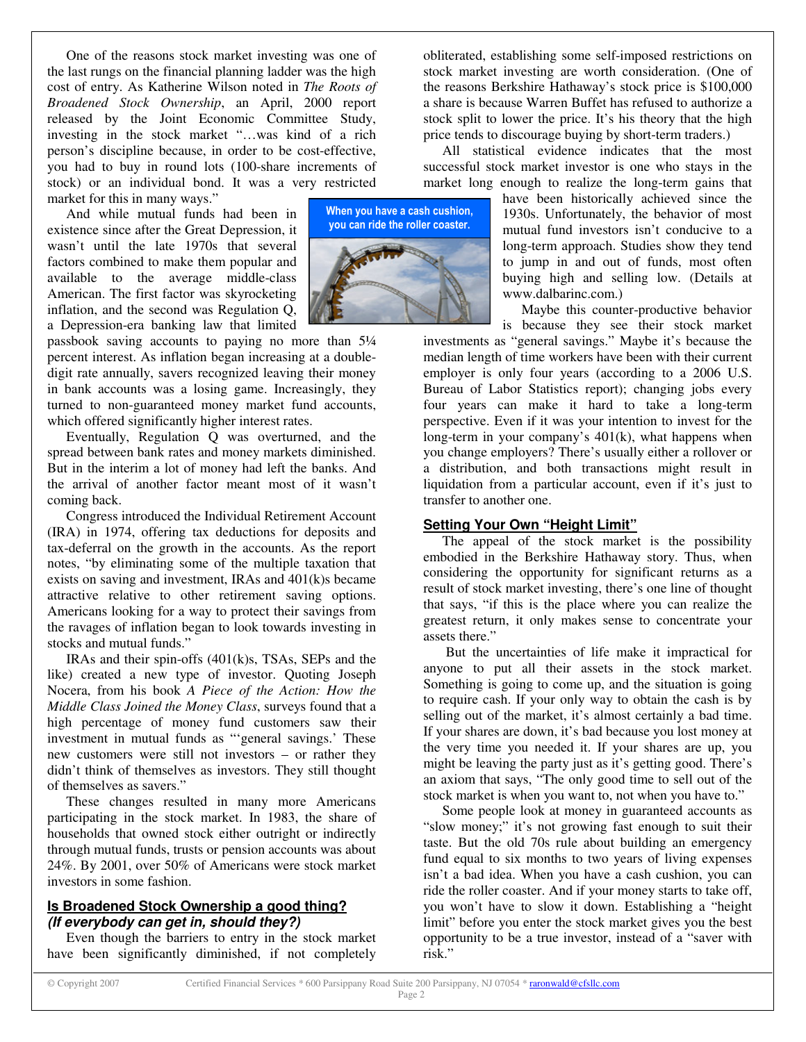One of the reasons stock market investing was one of the last rungs on the financial planning ladder was the high cost of entry. As Katherine Wilson noted in *The Roots of Broadened Stock Ownership*, an April, 2000 report released by the Joint Economic Committee Study, investing in the stock market "…was kind of a rich person's discipline because, in order to be cost-effective, you had to buy in round lots (100-share increments of stock) or an individual bond. It was a very restricted market for this in many ways."

And while mutual funds had been in existence since after the Great Depression, it wasn't until the late 1970s that several factors combined to make them popular and available to the average middle-class American. The first factor was skyrocketing inflation, and the second was Regulation Q, a Depression-era banking law that limited passbook saving accounts to paying no more than 5¼ percent interest. As inflation began increasing at a double-digit rate annually, savers recognized leaving their money in bank accounts was a losing game. Increasingly, they turned to non-guaranteed money market fund accounts, which offered significantly higher interest rates.

Eventually, Regulation Q was overturned, and the spread between bank rates and money markets diminished. But in the interim a lot of money had left the banks. And the arrival of another factor meant most of it wasn't coming back.

Congress introduced the Individual Retirement Account (IRA) in 1974, offering tax deductions for deposits and tax-deferral on the growth in the accounts. As the report notes, "by eliminating some of the multiple taxation that exists on saving and investment, IRAs and 401(k)s became attractive relative to other retirement saving options. Americans looking for a way to protect their savings from the ravages of inflation began to look towards investing in stocks and mutual funds."

IRAs and their spin-offs (401(k)s, TSAs, SEPs and the like) created a new type of investor. Quoting Joseph Nocera, from his book *A Piece of the Action: How the Middle Class Joined the Money Class*, surveys found that a high percentage of money fund customers saw their investment in mutual funds as "'general savings.' These new customers were still not investors – or rather they didn't think of themselves as investors. They still thought of themselves as savers."

These changes resulted in many more Americans participating in the stock market. In 1983, the share of households that owned stock either outright or indirectly through mutual funds, trusts or pension accounts was about 24%. By 2001, over 50% of Americans were stock market investors in some fashion.

## Is Broadened Stock Ownership a good thing?
### *(If everybody can get in, should they?)*

Even though the barriers to entry in the stock market have been significantly diminished, if not completely obliterated, establishing some self-imposed restrictions on stock market investing are worth consideration. (One of the reasons Berkshire Hathaway's stock price is $100,000 a share is because Warren Buffet has refused to authorize a stock split to lower the price. It's his theory that the high price tends to discourage buying by short-term traders.)

All statistical evidence indicates that the most successful stock market investor is one who stays in the market long enough to realize the long-term gains that have been historically achieved since the 1930s. Unfortunately, the behavior of most mutual fund investors isn't conducive to a long-term approach. Studies show they tend to jump in and out of funds, most often buying high and selling low. (Details at www.dalbarinc.com.)

When you have a cash cushion, you can ride the roller coaster.

Maybe this counter-productive behavior is because they see their stock market investments as "general savings." Maybe it's because the median length of time workers have been with their current employer is only four years (according to a 2006 U.S. Bureau of Labor Statistics report); changing jobs every four years can make it hard to take a long-term perspective. Even if it was your intention to invest for the long-term in your company's 401(k), what happens when you change employers? There's usually either a rollover or a distribution, and both transactions might result in liquidation from a particular account, even if it's just to transfer to another one.

## Setting Your Own "Height Limit"

The appeal of the stock market is the possibility embodied in the Berkshire Hathaway story. Thus, when considering the opportunity for significant returns as a result of stock market investing, there's one line of thought that says, "if this is the place where you can realize the greatest return, it only makes sense to concentrate your assets there."

But the uncertainties of life make it impractical for anyone to put all their assets in the stock market. Something is going to come up, and the situation is going to require cash. If your only way to obtain the cash is by selling out of the market, it's almost certainly a bad time. If your shares are down, it's bad because you lost money at the very time you needed it. If your shares are up, you might be leaving the party just as it's getting good. There's an axiom that says, "The only good time to sell out of the stock market is when you want to, not when you have to."

Some people look at money in guaranteed accounts as "slow money;" it's not growing fast enough to suit their taste. But the old 70s rule about building an emergency fund equal to six months to two years of living expenses isn't a bad idea. When you have a cash cushion, you can ride the roller coaster. And if your money starts to take off, you won't have to slow it down. Establishing a "height limit" before you enter the stock market gives you the best opportunity to be a true investor, instead of a "saver with risk."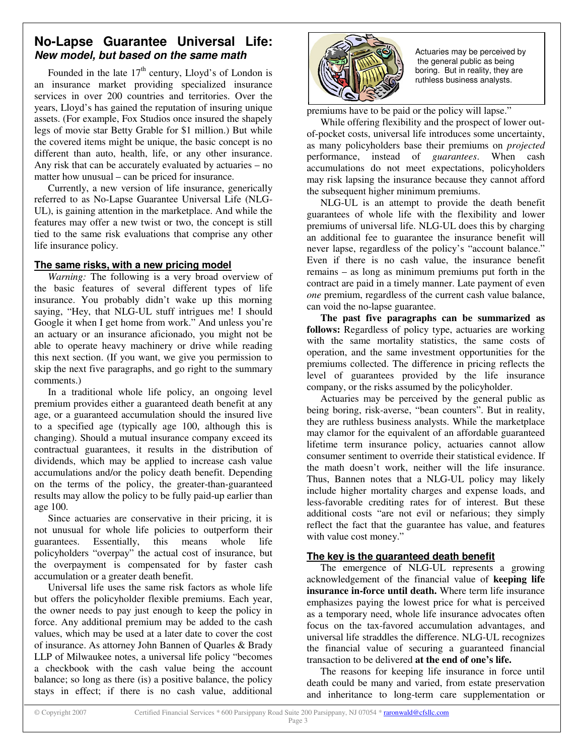## No-Lapse Guarantee Universal Life: *New model, but based on the same math*

Founded in the late 17th century, Lloyd's of London is an insurance market providing specialized insurance services in over 200 countries and territories. Over the years, Lloyd's has gained the reputation of insuring unique assets. (For example, Fox Studios once insured the shapely legs of movie star Betty Grable for $1 million.) But while the covered items might be unique, the basic concept is no different than auto, health, life, or any other insurance. Any risk that can be accurately evaluated by actuaries – no matter how unusual – can be priced for insurance.

Currently, a new version of life insurance, generically referred to as No-Lapse Guarantee Universal Life (NLG-UL), is gaining attention in the marketplace. And while the features may offer a new twist or two, the concept is still tied to the same risk evaluations that comprise any other life insurance policy.

### The same risks, with a new pricing model

*Warning:* The following is a very broad overview of the basic features of several different types of life insurance. You probably didn't wake up this morning saying, "Hey, that NLG-UL stuff intrigues me! I should Google it when I get home from work." And unless you're an actuary or an insurance aficionado, you might not be able to operate heavy machinery or drive while reading this next section. (If you want, we give you permission to skip the next five paragraphs, and go right to the summary comments.)

In a traditional whole life policy, an ongoing level premium provides either a guaranteed death benefit at any age, or a guaranteed accumulation should the insured live to a specified age (typically age 100, although this is changing). Should a mutual insurance company exceed its contractual guarantees, it results in the distribution of dividends, which may be applied to increase cash value accumulations and/or the policy death benefit. Depending on the terms of the policy, the greater-than-guaranteed results may allow the policy to be fully paid-up earlier than age 100.

Since actuaries are conservative in their pricing, it is not unusual for whole life policies to outperform their guarantees. Essentially, this means whole life policyholders "overpay" the actual cost of insurance, but the overpayment is compensated for by faster cash accumulation or a greater death benefit.

Universal life uses the same risk factors as whole life but offers the policyholder flexible premiums. Each year, the owner needs to pay just enough to keep the policy in force. Any additional premium may be added to the cash values, which may be used at a later date to cover the cost of insurance. As attorney John Bannen of Quarles & Brady LLP of Milwaukee notes, a universal life policy "becomes a checkbook with the cash value being the account balance; so long as there (is) a positive balance, the policy stays in effect; if there is no cash value, additional premiums have to be paid or the policy will lapse."

Actuaries may be perceived by the general public as being boring. But in reality, they are ruthless business analysts.

While offering flexibility and the prospect of lower out-of-pocket costs, universal life introduces some uncertainty, as many policyholders base their premiums on *projected* performance, instead of *guarantees*. When cash accumulations do not meet expectations, policyholders may risk lapsing the insurance because they cannot afford the subsequent higher minimum premiums.

NLG-UL is an attempt to provide the death benefit guarantees of whole life with the flexibility and lower premiums of universal life. NLG-UL does this by charging an additional fee to guarantee the insurance benefit will never lapse, regardless of the policy's "account balance." Even if there is no cash value, the insurance benefit remains – as long as minimum premiums put forth in the contract are paid in a timely manner. Late payment of even *one* premium, regardless of the current cash value balance, can void the no-lapse guarantee.

**The past five paragraphs can be summarized as follows:** Regardless of policy type, actuaries are working with the same mortality statistics, the same costs of operation, and the same investment opportunities for the premiums collected. The difference in pricing reflects the level of guarantees provided by the life insurance company, or the risks assumed by the policyholder.

Actuaries may be perceived by the general public as being boring, risk-averse, "bean counters". But in reality, they are ruthless business analysts. While the marketplace may clamor for the equivalent of an affordable guaranteed lifetime term insurance policy, actuaries cannot allow consumer sentiment to override their statistical evidence. If the math doesn't work, neither will the life insurance. Thus, Bannen notes that a NLG-UL policy may likely include higher mortality charges and expense loads, and less-favorable crediting rates for of interest. But these additional costs "are not evil or nefarious; they simply reflect the fact that the guarantee has value, and features with value cost money."

### The key is the guaranteed death benefit

The emergence of NLG-UL represents a growing acknowledgement of the financial value of **keeping life insurance in-force until death.** Where term life insurance emphasizes paying the lowest price for what is perceived as a temporary need, whole life insurance advocates often focus on the tax-favored accumulation advantages, and universal life straddles the difference. NLG-UL recognizes the financial value of securing a guaranteed financial transaction to be delivered **at the end of one's life.**

The reasons for keeping life insurance in force until death could be many and varied, from estate preservation and inheritance to long-term care supplementation or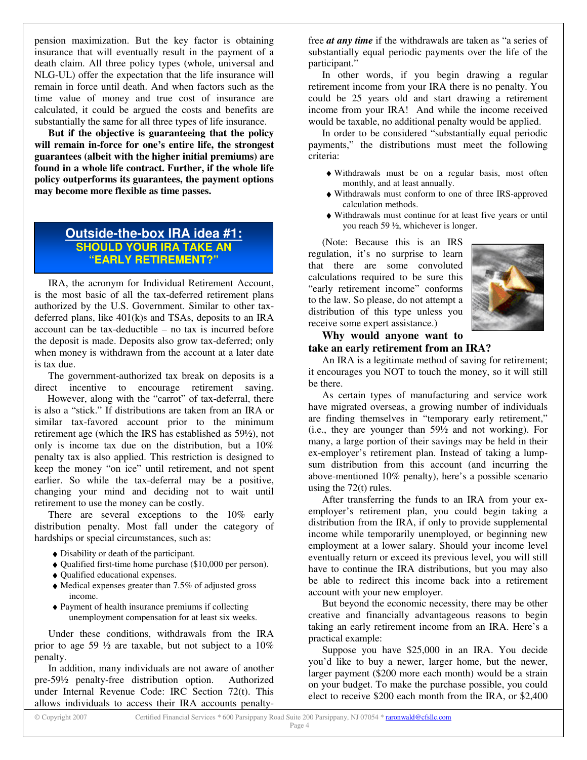pension maximization. But the key factor is obtaining insurance that will eventually result in the payment of a death claim. All three policy types (whole, universal and NLG-UL) offer the expectation that the life insurance will remain in force until death. And when factors such as the time value of money and true cost of insurance are calculated, it could be argued the costs and benefits are substantially the same for all three types of life insurance.

**But if the objective is guaranteeing that the policy will remain in-force for one's entire life, the strongest guarantees (albeit with the higher initial premiums) are found in a whole life contract. Further, if the whole life policy outperforms its guarantees, the payment options may become more flexible as time passes.**

## Outside-the-box IRA idea #1: SHOULD YOUR IRA TAKE AN "EARLY RETIREMENT?"

IRA, the acronym for Individual Retirement Account, is the most basic of all the tax-deferred retirement plans authorized by the U.S. Government. Similar to other tax-deferred plans, like 401(k)s and TSAs, deposits to an IRA account can be tax-deductible – no tax is incurred before the deposit is made. Deposits also grow tax-deferred; only when money is withdrawn from the account at a later date is tax due.

The government-authorized tax break on deposits is a direct incentive to encourage retirement saving. However, along with the "carrot" of tax-deferral, there is also a "stick." If distributions are taken from an IRA or similar tax-favored account prior to the minimum retirement age (which the IRS has established as 59½), not only is income tax due on the distribution, but a 10% penalty tax is also applied. This restriction is designed to keep the money "on ice" until retirement, and not spent earlier. So while the tax-deferral may be a positive, changing your mind and deciding not to wait until retirement to use the money can be costly.

There are several exceptions to the 10% early distribution penalty. Most fall under the category of hardships or special circumstances, such as:

- Disability or death of the participant.
- Qualified first-time home purchase ($10,000 per person).
- Qualified educational expenses.
- Medical expenses greater than 7.5% of adjusted gross income.
- Payment of health insurance premiums if collecting unemployment compensation for at least six weeks.

Under these conditions, withdrawals from the IRA prior to age 59 ½ are taxable, but not subject to a 10% penalty.

In addition, many individuals are not aware of another pre-59½ penalty-free distribution option. Authorized under Internal Revenue Code: IRC Section 72(t). This allows individuals to access their IRA accounts penalty-free ***at any time*** if the withdrawals are taken as "a series of substantially equal periodic payments over the life of the participant."

In other words, if you begin drawing a regular retirement income from your IRA there is no penalty. You could be 25 years old and start drawing a retirement income from your IRA! And while the income received would be taxable, no additional penalty would be applied.

In order to be considered "substantially equal periodic payments," the distributions must meet the following criteria:

- Withdrawals must be on a regular basis, most often monthly, and at least annually.
- Withdrawals must conform to one of three IRS-approved calculation methods.
- Withdrawals must continue for at least five years or until you reach 59 ½, whichever is longer.

(Note: Because this is an IRS regulation, it's no surprise to learn that there are some convoluted calculations required to be sure this "early retirement income" conforms to the law. So please, do not attempt a distribution of this type unless you receive some expert assistance.)

**Why would anyone want to take an early retirement from an IRA?**

An IRA is a legitimate method of saving for retirement; it encourages you NOT to touch the money, so it will still be there.

As certain types of manufacturing and service work have migrated overseas, a growing number of individuals are finding themselves in "temporary early retirement," (i.e., they are younger than 59½ and not working). For many, a large portion of their savings may be held in their ex-employer's retirement plan. Instead of taking a lump-sum distribution from this account (and incurring the above-mentioned 10% penalty), here's a possible scenario using the 72(t) rules.

After transferring the funds to an IRA from your ex-employer's retirement plan, you could begin taking a distribution from the IRA, if only to provide supplemental income while temporarily unemployed, or beginning new employment at a lower salary. Should your income level eventually return or exceed its previous level, you will still have to continue the IRA distributions, but you may also be able to redirect this income back into a retirement account with your new employer.

But beyond the economic necessity, there may be other creative and financially advantageous reasons to begin taking an early retirement income from an IRA. Here's a practical example:

Suppose you have $25,000 in an IRA. You decide you'd like to buy a newer, larger home, but the newer, larger payment ($200 more each month) would be a strain on your budget. To make the purchase possible, you could elect to receive $200 each month from the IRA, or $2,400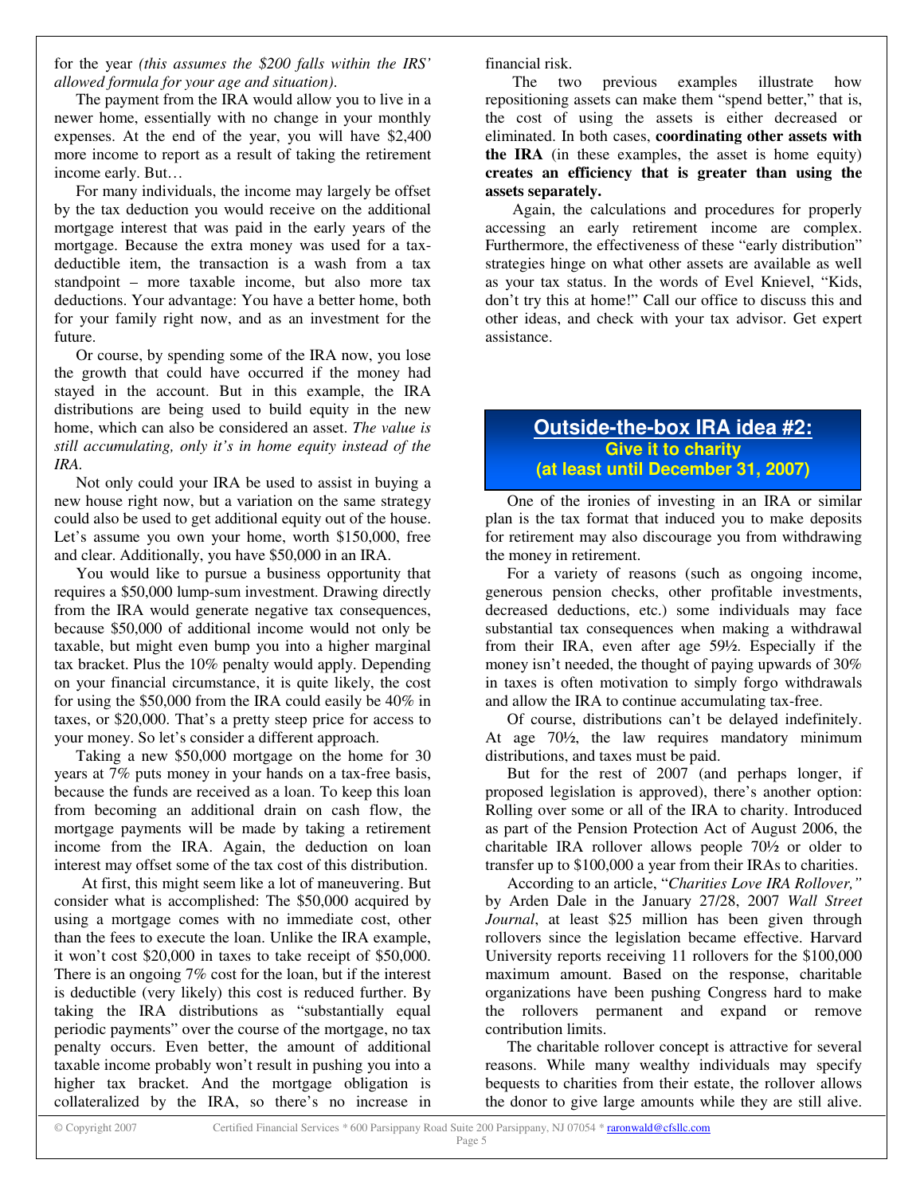for the year *(this assumes the $200 falls within the IRS' allowed formula for your age and situation).*

The payment from the IRA would allow you to live in a newer home, essentially with no change in your monthly expenses. At the end of the year, you will have $2,400 more income to report as a result of taking the retirement income early. But…

For many individuals, the income may largely be offset by the tax deduction you would receive on the additional mortgage interest that was paid in the early years of the mortgage. Because the extra money was used for a tax-deductible item, the transaction is a wash from a tax standpoint – more taxable income, but also more tax deductions. Your advantage: You have a better home, both for your family right now, and as an investment for the future.

Or course, by spending some of the IRA now, you lose the growth that could have occurred if the money had stayed in the account. But in this example, the IRA distributions are being used to build equity in the new home, which can also be considered an asset. *The value is still accumulating, only it's in home equity instead of the IRA.*

Not only could your IRA be used to assist in buying a new house right now, but a variation on the same strategy could also be used to get additional equity out of the house. Let's assume you own your home, worth $150,000, free and clear. Additionally, you have $50,000 in an IRA.

You would like to pursue a business opportunity that requires a $50,000 lump-sum investment. Drawing directly from the IRA would generate negative tax consequences, because $50,000 of additional income would not only be taxable, but might even bump you into a higher marginal tax bracket. Plus the 10% penalty would apply. Depending on your financial circumstance, it is quite likely, the cost for using the $50,000 from the IRA could easily be 40% in taxes, or $20,000. That's a pretty steep price for access to your money. So let's consider a different approach.

Taking a new $50,000 mortgage on the home for 30 years at 7% puts money in your hands on a tax-free basis, because the funds are received as a loan. To keep this loan from becoming an additional drain on cash flow, the mortgage payments will be made by taking a retirement income from the IRA. Again, the deduction on loan interest may offset some of the tax cost of this distribution.

At first, this might seem like a lot of maneuvering. But consider what is accomplished: The $50,000 acquired by using a mortgage comes with no immediate cost, other than the fees to execute the loan. Unlike the IRA example, it won't cost $20,000 in taxes to take receipt of $50,000. There is an ongoing 7% cost for the loan, but if the interest is deductible (very likely) this cost is reduced further. By taking the IRA distributions as "substantially equal periodic payments" over the course of the mortgage, no tax penalty occurs. Even better, the amount of additional taxable income probably won't result in pushing you into a higher tax bracket. And the mortgage obligation is collateralized by the IRA, so there's no increase in financial risk.

The two previous examples illustrate how repositioning assets can make them "spend better," that is, the cost of using the assets is either decreased or eliminated. In both cases, **coordinating other assets with the IRA** (in these examples, the asset is home equity) **creates an efficiency that is greater than using the assets separately.**

Again, the calculations and procedures for properly accessing an early retirement income are complex. Furthermore, the effectiveness of these "early distribution" strategies hinge on what other assets are available as well as your tax status. In the words of Evel Knievel, "Kids, don't try this at home!" Call our office to discuss this and other ideas, and check with your tax advisor. Get expert assistance.

## Outside-the-box IRA idea #2:
### Give it to charity (at least until December 31, 2007)

One of the ironies of investing in an IRA or similar plan is the tax format that induced you to make deposits for retirement may also discourage you from withdrawing the money in retirement.

For a variety of reasons (such as ongoing income, generous pension checks, other profitable investments, decreased deductions, etc.) some individuals may face substantial tax consequences when making a withdrawal from their IRA, even after age 59½. Especially if the money isn't needed, the thought of paying upwards of 30% in taxes is often motivation to simply forgo withdrawals and allow the IRA to continue accumulating tax-free.

Of course, distributions can't be delayed indefinitely. At age 70½, the law requires mandatory minimum distributions, and taxes must be paid.

But for the rest of 2007 (and perhaps longer, if proposed legislation is approved), there's another option: Rolling over some or all of the IRA to charity. Introduced as part of the Pension Protection Act of August 2006, the charitable IRA rollover allows people 70½ or older to transfer up to $100,000 a year from their IRAs to charities.

According to an article, "*Charities Love IRA Rollover,"* by Arden Dale in the January 27/28, 2007 *Wall Street Journal*, at least $25 million has been given through rollovers since the legislation became effective. Harvard University reports receiving 11 rollovers for the $100,000 maximum amount. Based on the response, charitable organizations have been pushing Congress hard to make the rollovers permanent and expand or remove contribution limits.

The charitable rollover concept is attractive for several reasons. While many wealthy individuals may specify bequests to charities from their estate, the rollover allows the donor to give large amounts while they are still alive.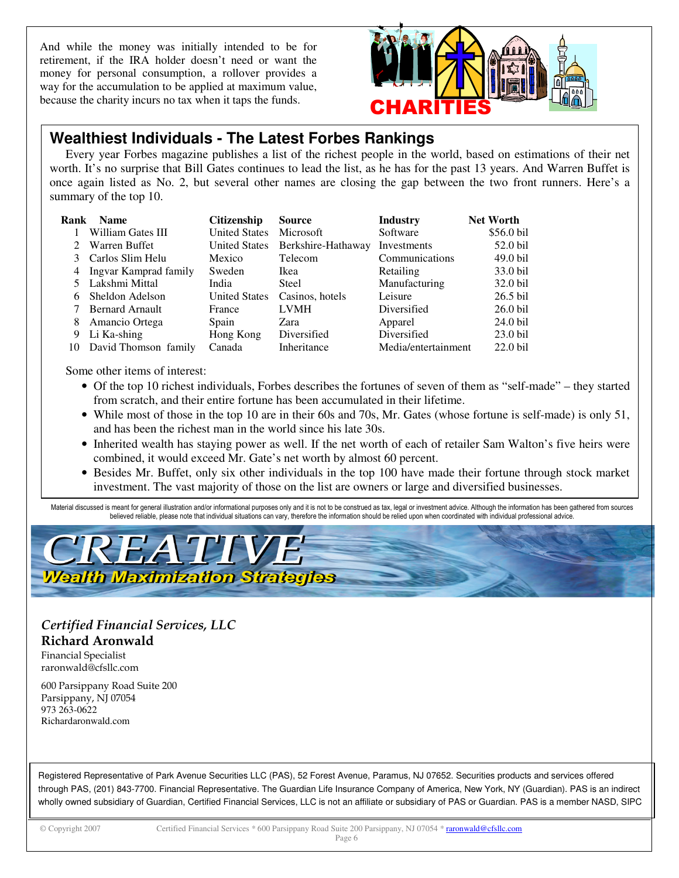And while the money was initially intended to be for retirement, if the IRA holder doesn't need or want the money for personal consumption, a rollover provides a way for the accumulation to be applied at maximum value, because the charity incurs no tax when it taps the funds.

CHARITIES

## Wealthiest Individuals - The Latest Forbes Rankings

Every year Forbes magazine publishes a list of the richest people in the world, based on estimations of their net worth. It's no surprise that Bill Gates continues to lead the list, as he has for the past 13 years. And Warren Buffet is once again listed as No. 2, but several other names are closing the gap between the two front runners. Here's a summary of the top 10.

| Rank | Name | Citizenship | Source | Industry | Net Worth |
|---|---|---|---|---|---|
| 1 | William Gates III | United States | Microsoft | Software | $56.0 bil |
| 2 | Warren Buffet | United States | Berkshire-Hathaway | Investments | 52.0 bil |
| 3 | Carlos Slim Helu | Mexico | Telecom | Communications | 49.0 bil |
| 4 | Ingvar Kamprad family | Sweden | Ikea | Retailing | 33.0 bil |
| 5 | Lakshmi Mittal | India | Steel | Manufacturing | 32.0 bil |
| 6 | Sheldon Adelson | United States | Casinos, hotels | Leisure | 26.5 bil |
| 7 | Bernard Arnault | France | LVMH | Diversified | 26.0 bil |
| 8 | Amancio Ortega | Spain | Zara | Apparel | 24.0 bil |
| 9 | Li Ka-shing | Hong Kong | Diversified | Diversified | 23.0 bil |
| 10 | David Thomson family | Canada | Inheritance | Media/entertainment | 22.0 bil |

Some other items of interest:

- Of the top 10 richest individuals, Forbes describes the fortunes of seven of them as "self-made" – they started from scratch, and their entire fortune has been accumulated in their lifetime.
- While most of those in the top 10 are in their 60s and 70s, Mr. Gates (whose fortune is self-made) is only 51, and has been the richest man in the world since his late 30s.
- Inherited wealth has staying power as well. If the net worth of each of retailer Sam Walton's five heirs were combined, it would exceed Mr. Gate's net worth by almost 60 percent.
- Besides Mr. Buffet, only six other individuals in the top 100 have made their fortune through stock market investment. The vast majority of those on the list are owners or large and diversified businesses.

Material discussed is meant for general illustration and/or informational purposes only and it is not to be construed as tax, legal or investment advice. Although the information has been gathered from sources believed reliable, please note that individual situations can vary, therefore the information should be relied upon when coordinated with individual professional advice.

# CREATIVE
**Wealth Maximization Strategies**

*Certified Financial Services, LLC*
**Richard Aronwald**
Financial Specialist
raronwald@cfsllc.com

600 Parsippany Road Suite 200
Parsippany, NJ 07054
973 263-0622
Richardaronwald.com

Registered Representative of Park Avenue Securities LLC (PAS), 52 Forest Avenue, Paramus, NJ 07652. Securities products and services offered through PAS, (201) 843-7700. Financial Representative. The Guardian Life Insurance Company of America, New York, NY (Guardian). PAS is an indirect wholly owned subsidiary of Guardian, Certified Financial Services, LLC is not an affiliate or subsidiary of PAS or Guardian. PAS is a member NASD, SIPC

© Copyright 2007 Certified Financial Services * 600 Parsippany Road Suite 200 Parsippany, NJ 07054 * raronwald@cfsllc.com